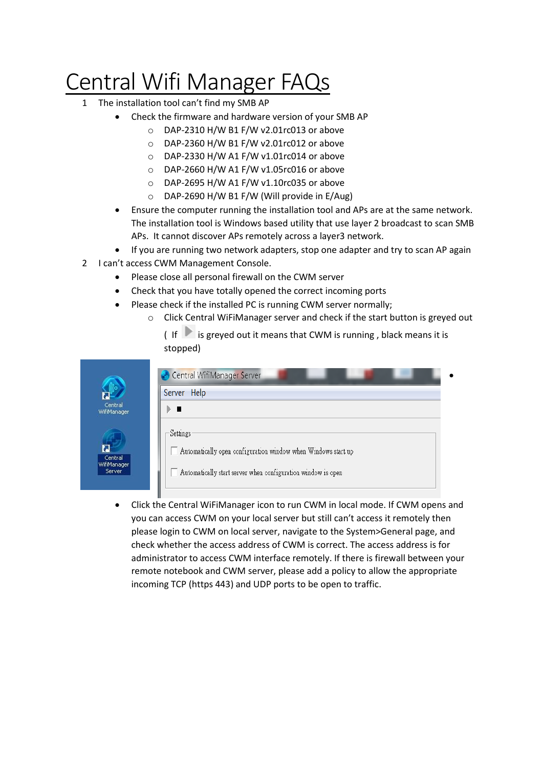# Central Wifi Manager FAQs

1. The installation tool can't find my SMB AP
   - Check the firmware and hardware version of your SMB AP
     - DAP-2310 H/W B1 F/W v2.01rc013 or above
     - DAP-2360 H/W B1 F/W v2.01rc012 or above
     - DAP-2330 H/W A1 F/W v1.01rc014 or above
     - DAP-2660 H/W A1 F/W v1.05rc016 or above
     - DAP-2695 H/W A1 F/W v1.10rc035 or above
     - DAP-2690 H/W B1 F/W (Will provide in E/Aug)
   - Ensure the computer running the installation tool and APs are at the same network. The installation tool is Windows based utility that use layer 2 broadcast to scan SMB APs. It cannot discover APs remotely across a layer3 network.
   - If you are running two network adapters, stop one adapter and try to scan AP again
2. I can't access CWM Management Console.
   - Please close all personal firewall on the CWM server
   - Check that you have totally opened the correct incoming ports
   - Please check if the installed PC is running CWM server normally;
     - Click Central WiFiManager server and check if the start button is greyed out ( If ▶ is greyed out it means that CWM is running , black means it is stopped)
   - Click the Central WiFiManager icon to run CWM in local mode. If CWM opens and you can access CWM on your local server but still can't access it remotely then please login to CWM on local server, navigate to the System>General page, and check whether the access address of CWM is correct. The access address is for administrator to access CWM interface remotely. If there is firewall between your remote notebook and CWM server, please add a policy to allow the appropriate incoming TCP (https 443) and UDP ports to be open to traffic.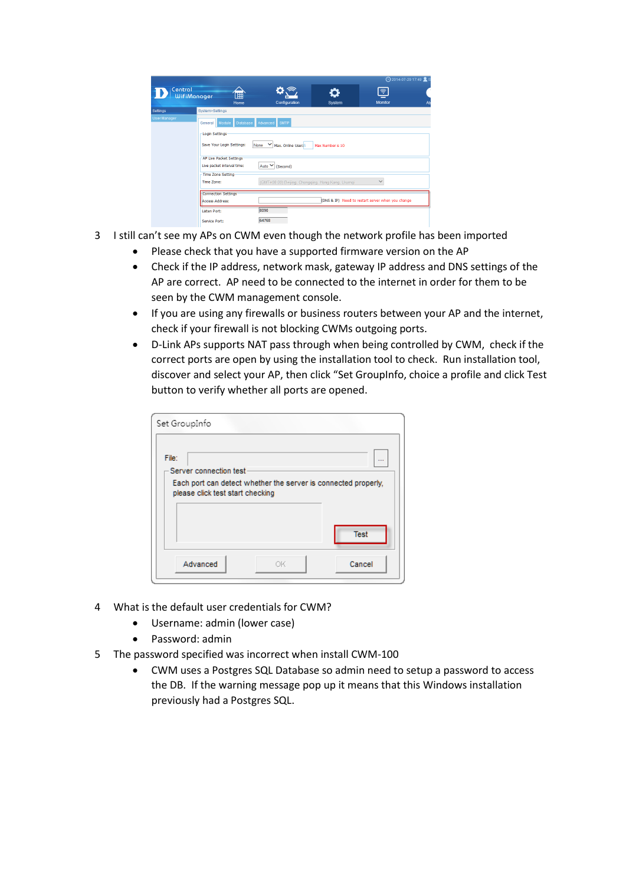3. I still can't see my APs on CWM even though the network profile has been imported
   - Please check that you have a supported firmware version on the AP
   - Check if the IP address, network mask, gateway IP address and DNS settings of the AP are correct. AP need to be connected to the internet in order for them to be seen by the CWM management console.
   - If you are using any firewalls or business routers between your AP and the internet, check if your firewall is not blocking CWMs outgoing ports.
   - D-Link APs supports NAT pass through when being controlled by CWM, check if the correct ports are open by using the installation tool to check. Run installation tool, discover and select your AP, then click "Set GroupInfo, choice a profile and click Test button to verify whether all ports are opened.

4. What is the default user credentials for CWM?
   - Username: admin (lower case)
   - Password: admin

5. The password specified was incorrect when install CWM-100
   - CWM uses a Postgres SQL Database so admin need to setup a password to access the DB. If the warning message pop up it means that this Windows installation previously had a Postgres SQL.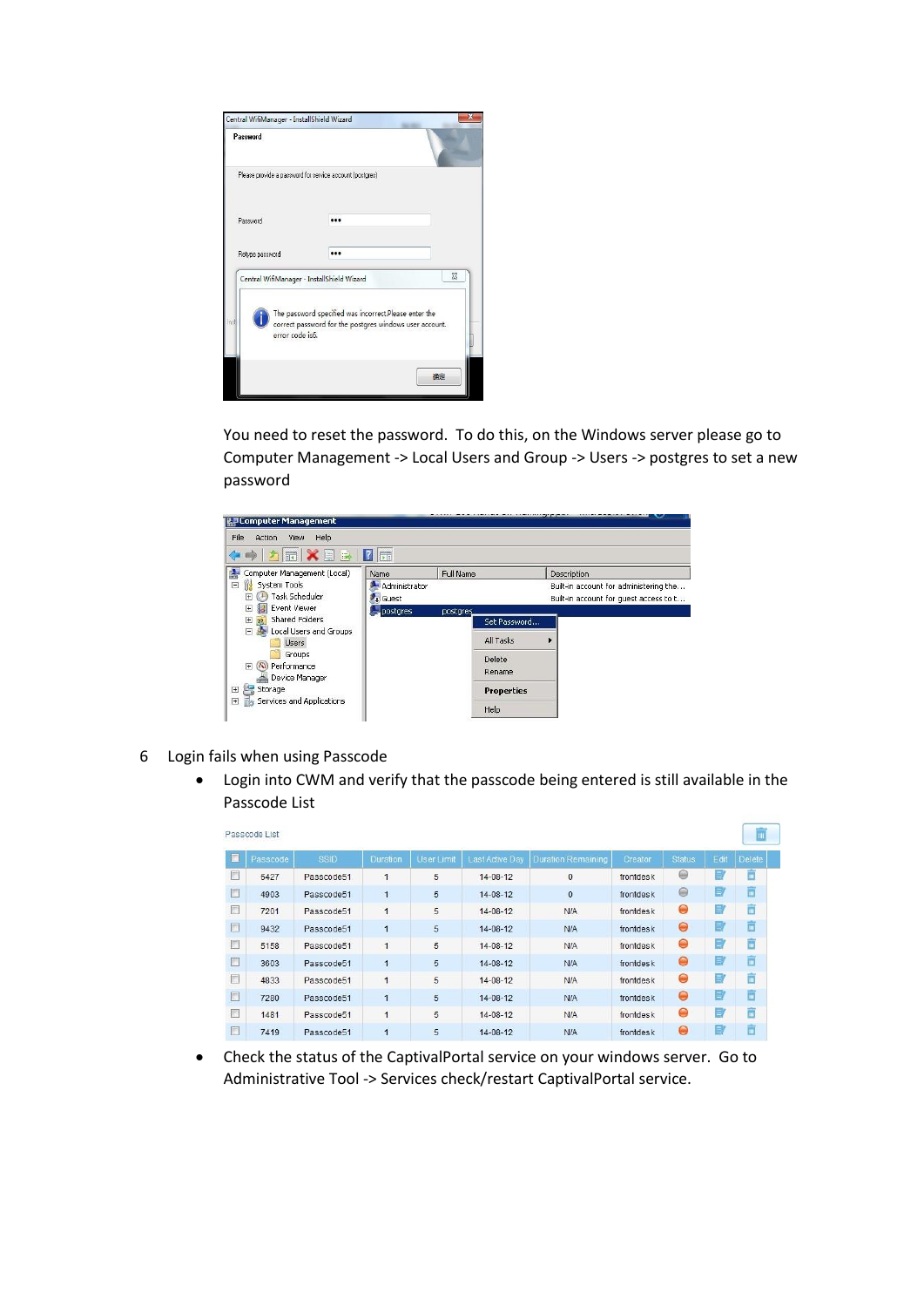You need to reset the password. To do this, on the Windows server please go to Computer Management -> Local Users and Group -> Users -> postgres to set a new password

6 Login fails when using Passcode

- Login into CWM and verify that the passcode being entered is still available in the Passcode List

Passcode List

| | Passcode | SSID | Duration | User Limit | Last Active Day | Duration Remaining | Creator | Status | Edit | Delete |
|---|---|---|---|---|---|---|---|---|---|---|
| | 5427 | Passcode51 | 1 | 5 | 14-08-12 | 0 | frontdesk | | | |
| | 4903 | Passcode51 | 1 | 5 | 14-08-12 | 0 | frontdesk | | | |
| | 7201 | Passcode51 | 1 | 5 | 14-08-12 | N/A | frontdesk | | | |
| | 9432 | Passcode51 | 1 | 5 | 14-08-12 | N/A | frontdesk | | | |
| | 5158 | Passcode51 | 1 | 5 | 14-08-12 | N/A | frontdesk | | | |
| | 3603 | Passcode51 | 1 | 5 | 14-08-12 | N/A | frontdesk | | | |
| | 4833 | Passcode51 | 1 | 5 | 14-08-12 | N/A | frontdesk | | | |
| | 7280 | Passcode51 | 1 | 5 | 14-08-12 | N/A | frontdesk | | | |
| | 1481 | Passcode51 | 1 | 5 | 14-08-12 | N/A | frontdesk | | | |
| | 7419 | Passcode51 | 1 | 5 | 14-08-12 | N/A | frontdesk | | | |

- Check the status of the CaptivalPortal service on your windows server. Go to Administrative Tool -> Services check/restart CaptivalPortal service.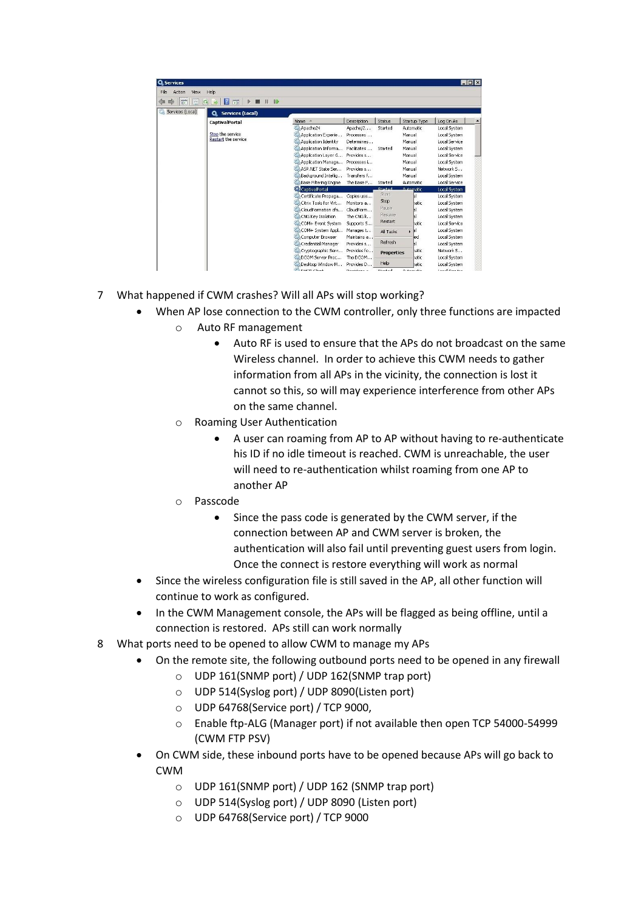7. What happened if CWM crashes? Will all APs will stop working?
   - When AP lose connection to the CWM controller, only three functions are impacted
     - Auto RF management
       - Auto RF is used to ensure that the APs do not broadcast on the same Wireless channel. In order to achieve this CWM needs to gather information from all APs in the vicinity, the connection is lost it cannot so this, so will may experience interference from other APs on the same channel.
     - Roaming User Authentication
       - A user can roaming from AP to AP without having to re-authenticate his ID if no idle timeout is reached. CWM is unreachable, the user will need to re-authentication whilst roaming from one AP to another AP
     - Passcode
       - Since the pass code is generated by the CWM server, if the connection between AP and CWM server is broken, the authentication will also fail until preventing guest users from login. Once the connect is restore everything will work as normal
   - Since the wireless configuration file is still saved in the AP, all other function will continue to work as configured.
   - In the CWM Management console, the APs will be flagged as being offline, until a connection is restored. APs still can work normally
8. What ports need to be opened to allow CWM to manage my APs
   - On the remote site, the following outbound ports need to be opened in any firewall
     - UDP 161(SNMP port) / UDP 162(SNMP trap port)
     - UDP 514(Syslog port) / UDP 8090(Listen port)
     - UDP 64768(Service port) / TCP 9000,
     - Enable ftp-ALG (Manager port) if not available then open TCP 54000-54999 (CWM FTP PSV)
   - On CWM side, these inbound ports have to be opened because APs will go back to CWM
     - UDP 161(SNMP port) / UDP 162 (SNMP trap port)
     - UDP 514(Syslog port) / UDP 8090 (Listen port)
     - UDP 64768(Service port) / TCP 9000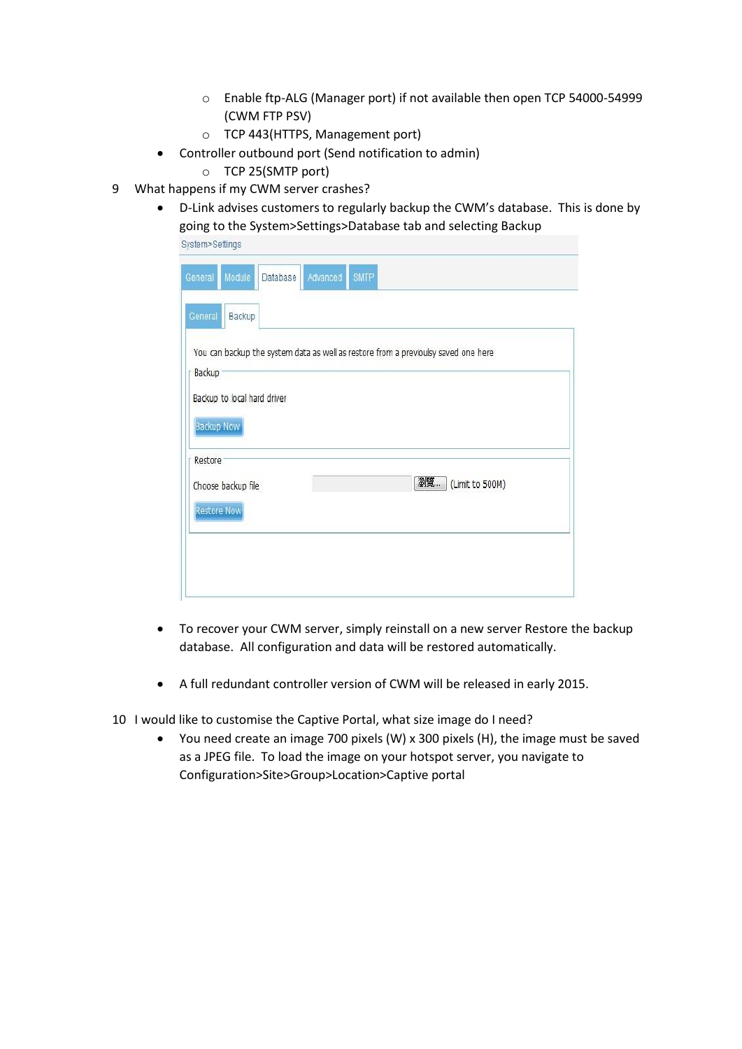- Enable ftp-ALG (Manager port) if not available then open TCP 54000-54999 (CWM FTP PSV)
  - TCP 443(HTTPS, Management port)
- Controller outbound port (Send notification to admin)
  - TCP 25(SMTP port)

9 What happens if my CWM server crashes?

- D-Link advises customers to regularly backup the CWM's database. This is done by going to the System>Settings>Database tab and selecting Backup

- To recover your CWM server, simply reinstall on a new server Restore the backup database. All configuration and data will be restored automatically.

- A full redundant controller version of CWM will be released in early 2015.

10 I would like to customise the Captive Portal, what size image do I need?

- You need create an image 700 pixels (W) x 300 pixels (H), the image must be saved as a JPEG file. To load the image on your hotspot server, you navigate to Configuration>Site>Group>Location>Captive portal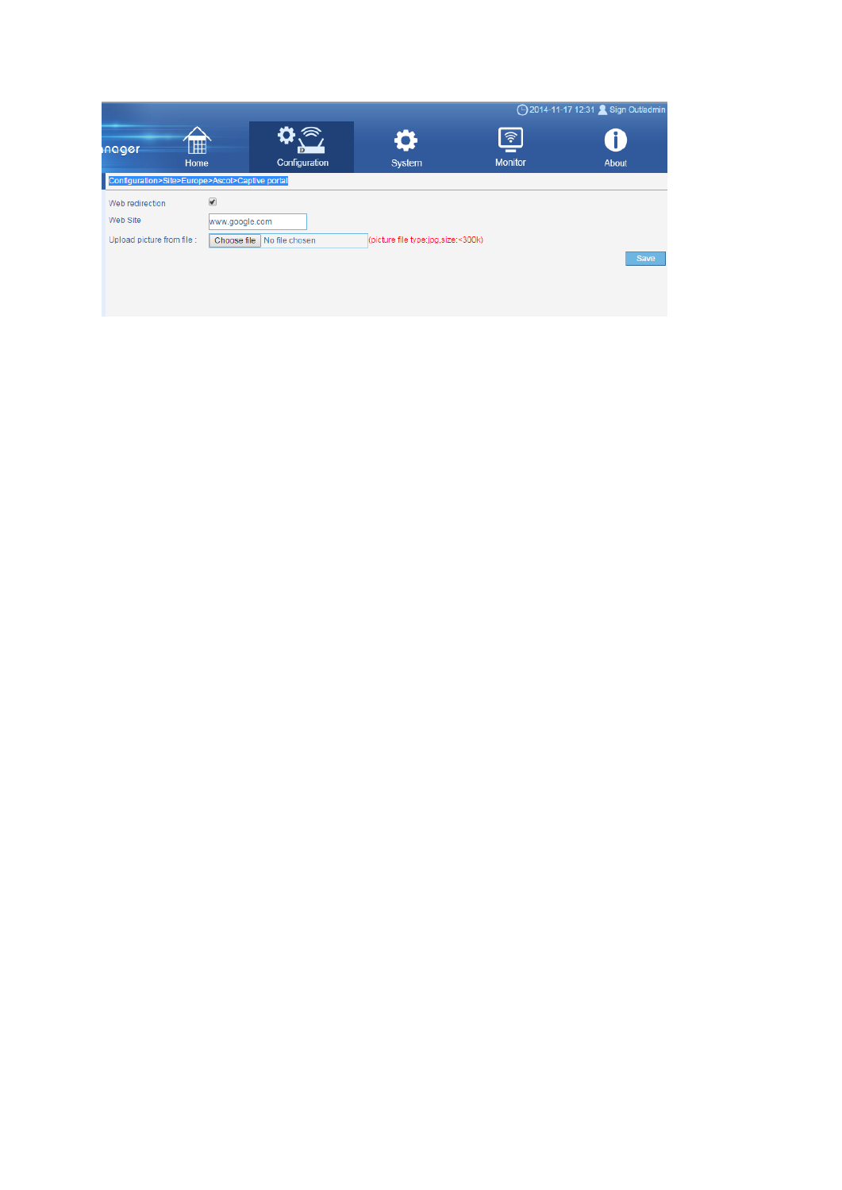2014-11-17 12:31 Sign Out admin

nager

Home

Configuration

System

Monitor

About

Configuration>Site>Europe>Ascot>Captive portal

Web redirection

Web Site www.google.com

Upload picture from file : Choose file No file chosen (picture file type:jpg,size:<300k)

Save